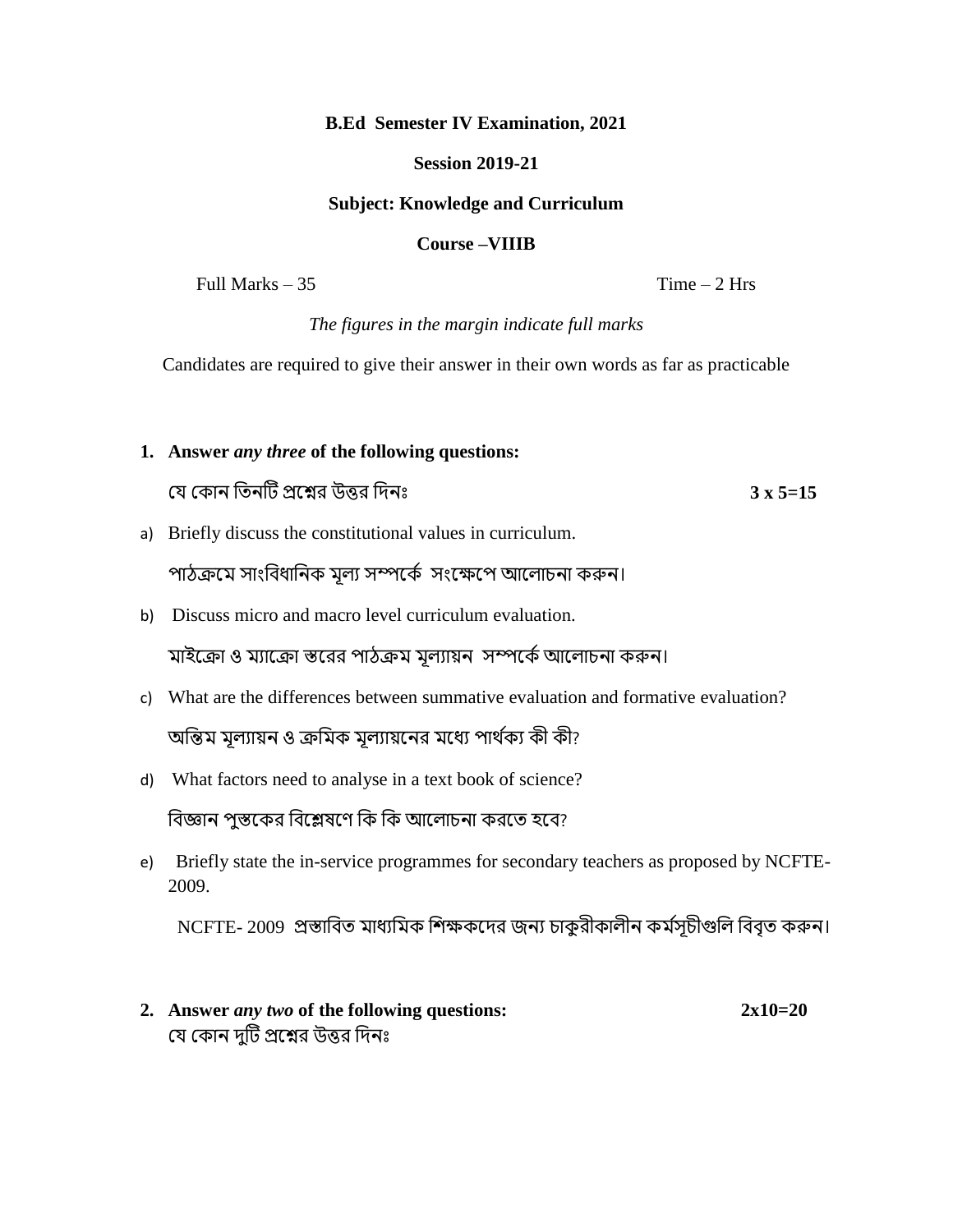**B.Ed Semester IV Examination, 2021**

**Session 2019-21**

**Subject: Knowledge and Curriculum**

**Course –VIIIB**

Full Marks – 35 Time – 2 Hrs

*The figures in the margin indicate full marks*

Candidates are required to give their answer in their own words as far as practicable

1. **Answer *any three* of the following questions:**

   যে কোন তিনটি প্রশ্নের উত্তর দিনঃ **3 x 5=15**

a) Briefly discuss the constitutional values in curriculum.

   পাঠক্রমে সাংবিধানিক মূল্য সম্পর্কে সংক্ষেপে আলোচনা করুন।

b) Discuss micro and macro level curriculum evaluation.

   মাইক্রো ও ম্যাক্রো স্তরের পাঠক্রম মূল্যায়ন সম্পর্কে আলোচনা করুন।

c) What are the differences between summative evaluation and formative evaluation?

   অন্তিম মূল্যায়ন ও ক্রমিক মূল্যায়নের মধ্যে পার্থক্য কী কী?

d) What factors need to analyse in a text book of science?

   বিজ্ঞান পুস্তকের বিশ্লেষণে কি কি আলোচনা করতে হবে?

e) Briefly state the in-service programmes for secondary teachers as proposed by NCFTE-2009.

   NCFTE- 2009 প্রস্তাবিত মাধ্যমিক শিক্ষকদের জন্য চাকুরীকালীন কর্মসূচীগুলি বিবৃত করুন।

2. **Answer *any two* of the following questions:** **2x10=20**

   যে কোন দুটি প্রশ্নের উত্তর দিনঃ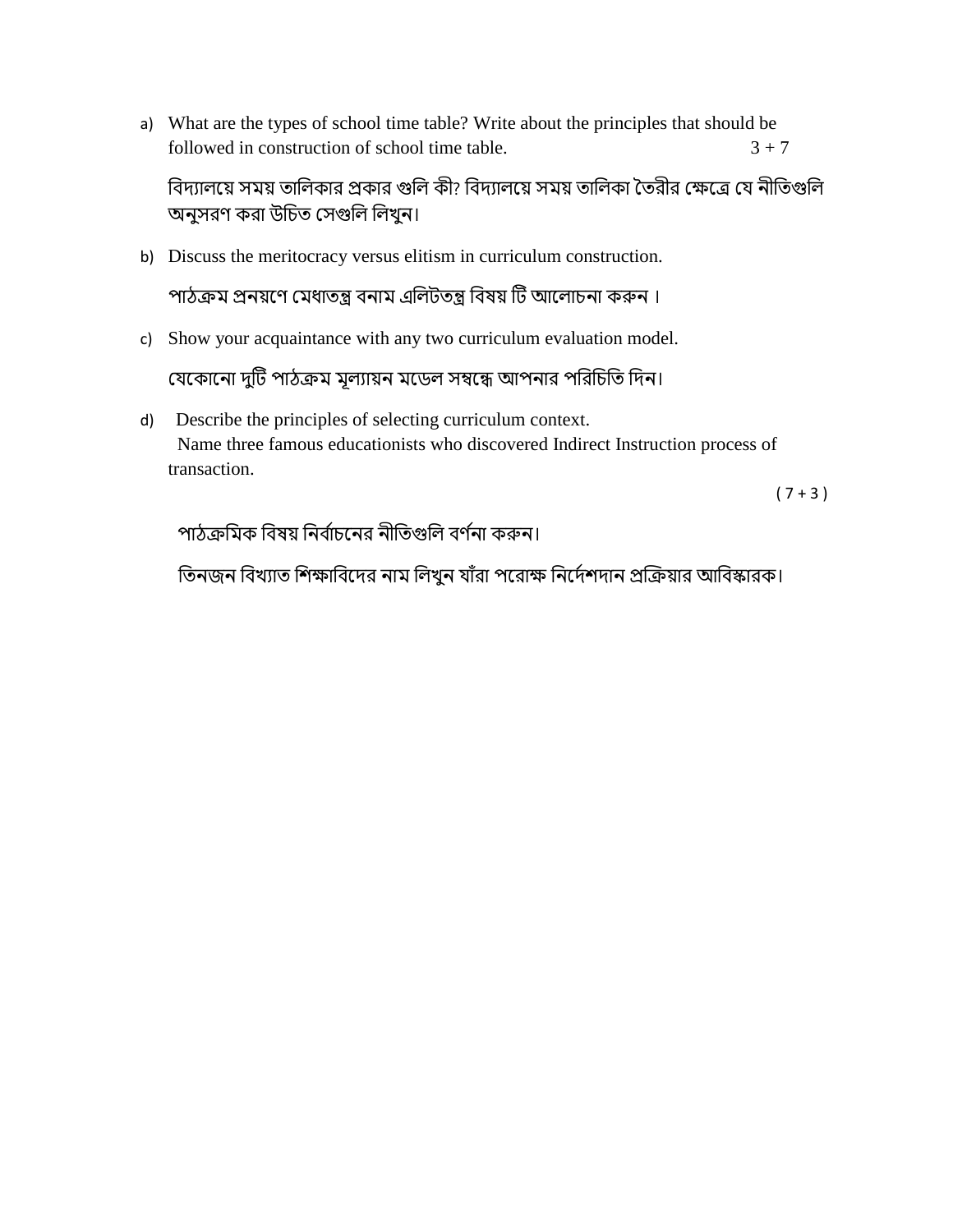a) What are the types of school time table? Write about the principles that should be followed in construction of school time table. 3 + 7

বিদ্যালয়ে সময় তালিকার প্রকার গুলি কী? বিদ্যালয়ে সময় তালিকা তৈরীর ক্ষেত্রে যে নীতিগুলি অনুসরণ করা উচিত সেগুলি লিখুন।

b) Discuss the meritocracy versus elitism in curriculum construction.

পাঠক্রম প্রনয়ণে মেধাতন্ত্র বনাম এলিটতন্ত্র বিষয় টি আলোচনা করুন ।

c) Show your acquaintance with any two curriculum evaluation model.

যেকোনো দুটি পাঠক্রম মূল্যায়ন মডেল সম্বন্ধে আপনার পরিচিতি দিন।

d) Describe the principles of selecting curriculum context.
Name three famous educationists who discovered Indirect Instruction process of transaction.

( 7 + 3 )

পাঠক্রমিক বিষয় নির্বাচনের নীতিগুলি বর্ণনা করুন।

তিনজন বিখ্যাত শিক্ষাবিদের নাম লিখুন যাঁরা পরোক্ষ নির্দেশদান প্রক্রিয়ার আবিষ্কারক।